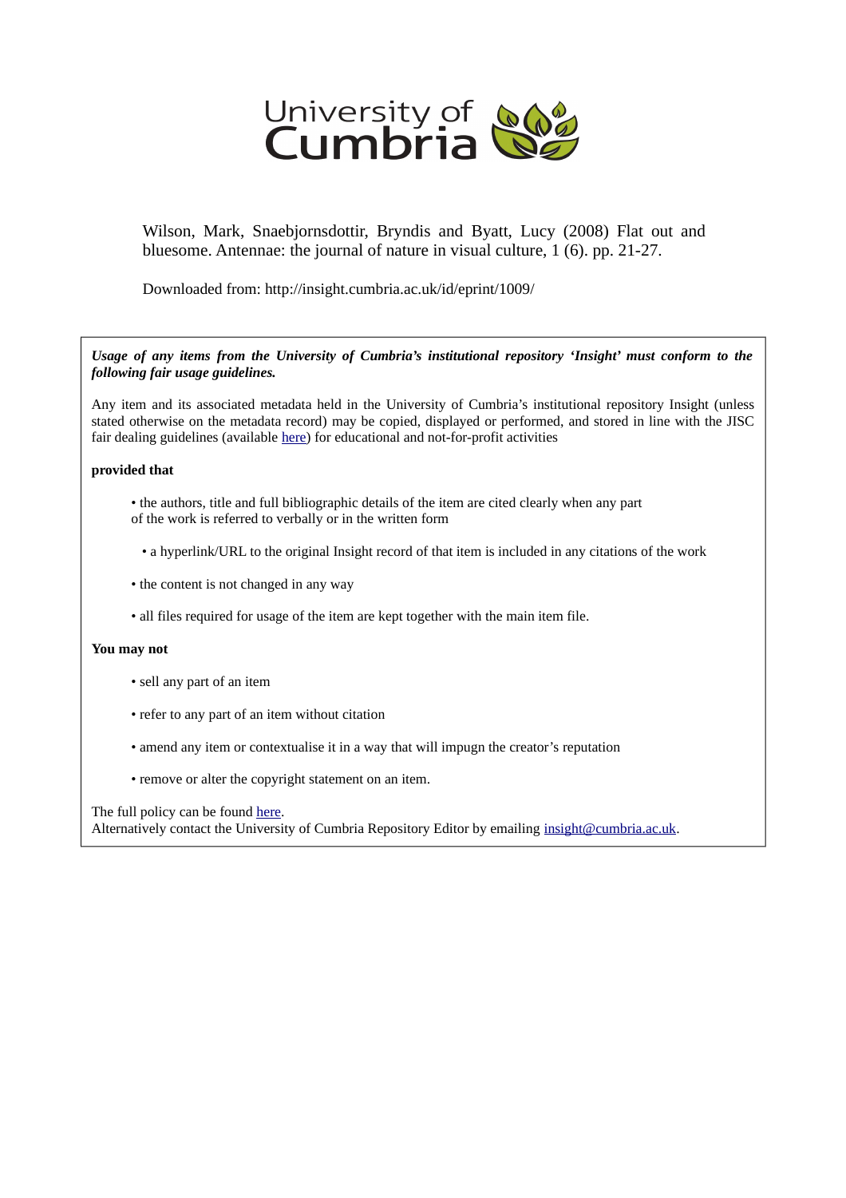University of Cumbria

Wilson, Mark, Snaebjornsdottir, Bryndis and Byatt, Lucy (2008) Flat out and bluesome. Antennae: the journal of nature in visual culture, 1 (6). pp. 21-27.

Downloaded from: http://insight.cumbria.ac.uk/id/eprint/1009/

***Usage of any items from the University of Cumbria's institutional repository 'Insight' must conform to the following fair usage guidelines.***

Any item and its associated metadata held in the University of Cumbria's institutional repository Insight (unless stated otherwise on the metadata record) may be copied, displayed or performed, and stored in line with the JISC fair dealing guidelines (available here) for educational and not-for-profit activities

**provided that**

- the authors, title and full bibliographic details of the item are cited clearly when any part of the work is referred to verbally or in the written form
- a hyperlink/URL to the original Insight record of that item is included in any citations of the work
- the content is not changed in any way
- all files required for usage of the item are kept together with the main item file.

**You may not**

- sell any part of an item
- refer to any part of an item without citation
- amend any item or contextualise it in a way that will impugn the creator's reputation
- remove or alter the copyright statement on an item.

The full policy can be found here.
Alternatively contact the University of Cumbria Repository Editor by emailing insight@cumbria.ac.uk.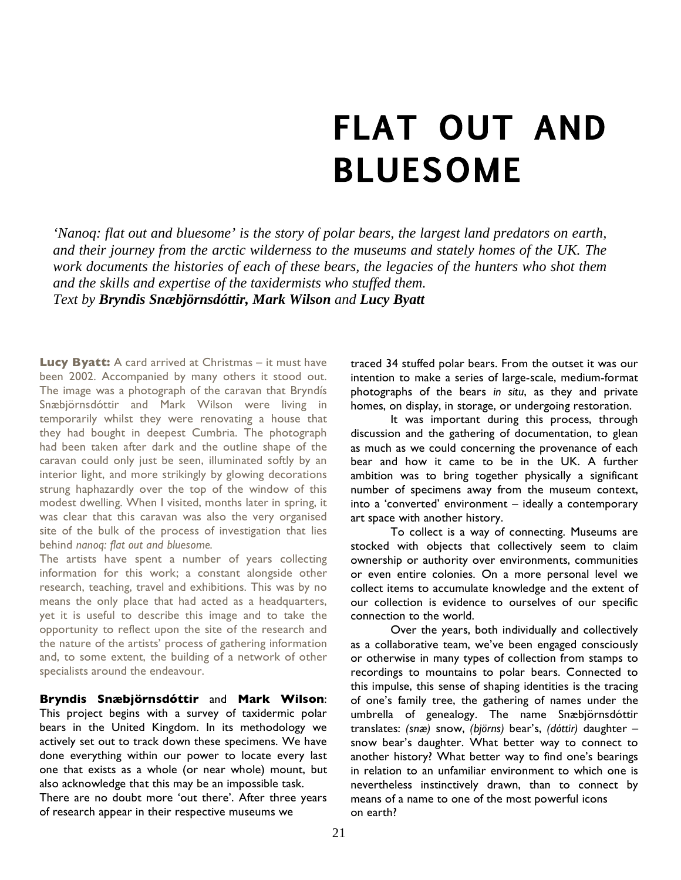# FLAT OUT AND BLUESOME

*'Nanoq: flat out and bluesome' is the story of polar bears, the largest land predators on earth, and their journey from the arctic wilderness to the museums and stately homes of the UK. The work documents the histories of each of these bears, the legacies of the hunters who shot them and the skills and expertise of the taxidermists who stuffed them.*
*Text by* ***Bryndis Snæbjörnsdóttir, Mark Wilson*** *and* ***Lucy Byatt***

**Lucy Byatt:** A card arrived at Christmas – it must have been 2002. Accompanied by many others it stood out. The image was a photograph of the caravan that Bryndís Snæbjörnsdóttir and Mark Wilson were living in temporarily whilst they were renovating a house that they had bought in deepest Cumbria. The photograph had been taken after dark and the outline shape of the caravan could only just be seen, illuminated softly by an interior light, and more strikingly by glowing decorations strung haphazardly over the top of the window of this modest dwelling. When I visited, months later in spring, it was clear that this caravan was also the very organised site of the bulk of the process of investigation that lies behind *nanoq: flat out and bluesome.*

The artists have spent a number of years collecting information for this work; a constant alongside other research, teaching, travel and exhibitions. This was by no means the only place that had acted as a headquarters, yet it is useful to describe this image and to take the opportunity to reflect upon the site of the research and the nature of the artists' process of gathering information and, to some extent, the building of a network of other specialists around the endeavour.

**Bryndis Snæbjörnsdóttir** and **Mark Wilson**: This project begins with a survey of taxidermic polar bears in the United Kingdom. In its methodology we actively set out to track down these specimens. We have done everything within our power to locate every last one that exists as a whole (or near whole) mount, but also acknowledge that this may be an impossible task.
There are no doubt more 'out there'. After three years of research appear in their respective museums we traced 34 stuffed polar bears. From the outset it was our intention to make a series of large-scale, medium-format photographs of the bears *in situ*, as they and private homes, on display, in storage, or undergoing restoration.

It was important during this process, through discussion and the gathering of documentation, to glean as much as we could concerning the provenance of each bear and how it came to be in the UK. A further ambition was to bring together physically a significant number of specimens away from the museum context, into a 'converted' environment – ideally a contemporary art space with another history.

To collect is a way of connecting. Museums are stocked with objects that collectively seem to claim ownership or authority over environments, communities or even entire colonies. On a more personal level we collect items to accumulate knowledge and the extent of our collection is evidence to ourselves of our specific connection to the world.

Over the years, both individually and collectively as a collaborative team, we've been engaged consciously or otherwise in many types of collection from stamps to recordings to mountains to polar bears. Connected to this impulse, this sense of shaping identities is the tracing of one's family tree, the gathering of names under the umbrella of genealogy. The name Snæbjörnsdóttir translates: *(snæ)* snow, *(björns)* bear's, *(dóttir)* daughter – snow bear's daughter. What better way to connect to another history? What better way to find one's bearings in relation to an unfamiliar environment to which one is nevertheless instinctively drawn, than to connect by means of a name to one of the most powerful icons on earth?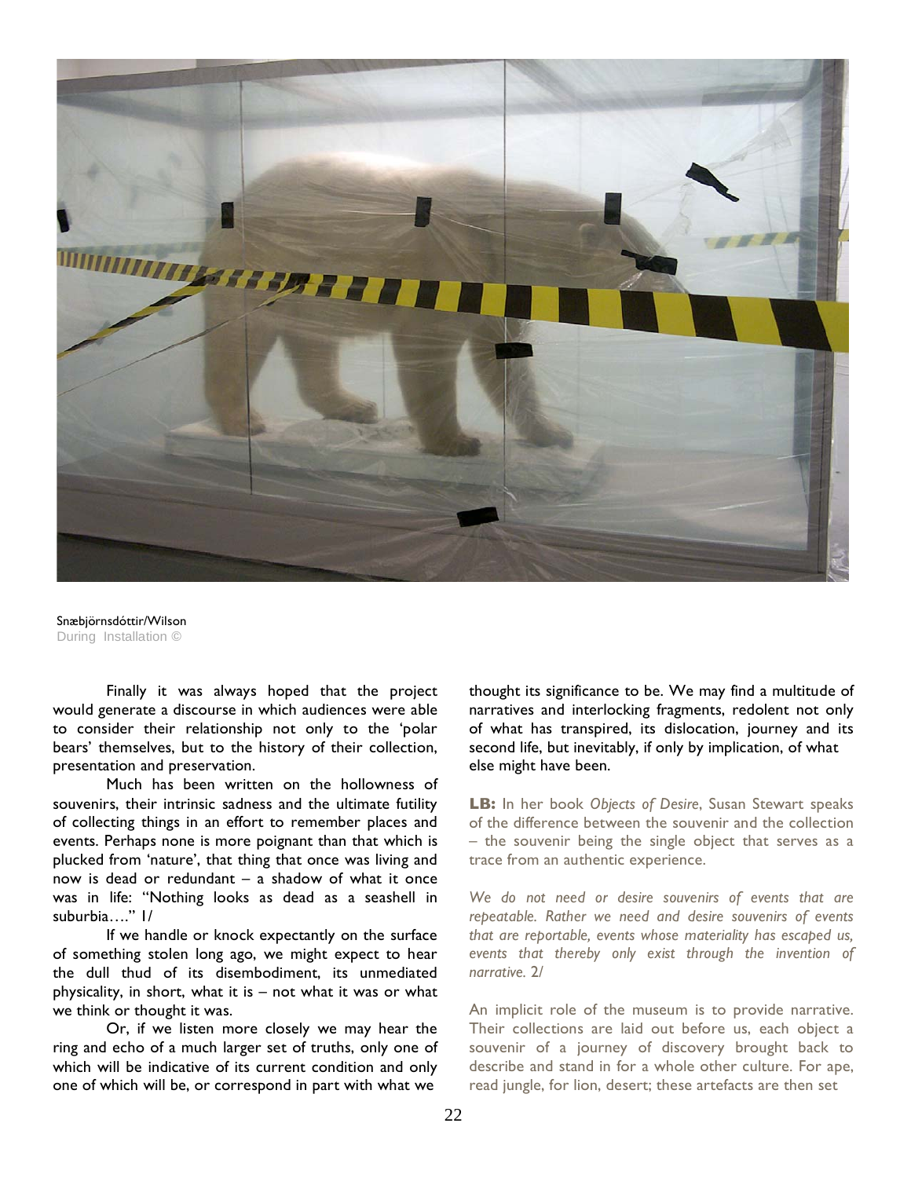Snæbjörnsdóttir/Wilson
During Installation ©

Finally it was always hoped that the project would generate a discourse in which audiences were able to consider their relationship not only to the 'polar bears' themselves, but to the history of their collection, presentation and preservation.

Much has been written on the hollowness of souvenirs, their intrinsic sadness and the ultimate futility of collecting things in an effort to remember places and events. Perhaps none is more poignant than that which is plucked from 'nature', that thing that once was living and now is dead or redundant – a shadow of what it once was in life: "Nothing looks as dead as a seashell in suburbia…." 1/

If we handle or knock expectantly on the surface of something stolen long ago, we might expect to hear the dull thud of its disembodiment, its unmediated physicality, in short, what it is – not what it was or what we think or thought it was.

Or, if we listen more closely we may hear the ring and echo of a much larger set of truths, only one of which will be indicative of its current condition and only one of which will be, or correspond in part with what we thought its significance to be. We may find a multitude of narratives and interlocking fragments, redolent not only of what has transpired, its dislocation, journey and its second life, but inevitably, if only by implication, of what else might have been.

**LB:** In her book *Objects of Desire*, Susan Stewart speaks of the difference between the souvenir and the collection – the souvenir being the single object that serves as a trace from an authentic experience.

*We do not need or desire souvenirs of events that are repeatable. Rather we need and desire souvenirs of events that are reportable, events whose materiality has escaped us, events that thereby only exist through the invention of narrative.* 2/

An implicit role of the museum is to provide narrative. Their collections are laid out before us, each object a souvenir of a journey of discovery brought back to describe and stand in for a whole other culture. For ape, read jungle, for lion, desert; these artefacts are then set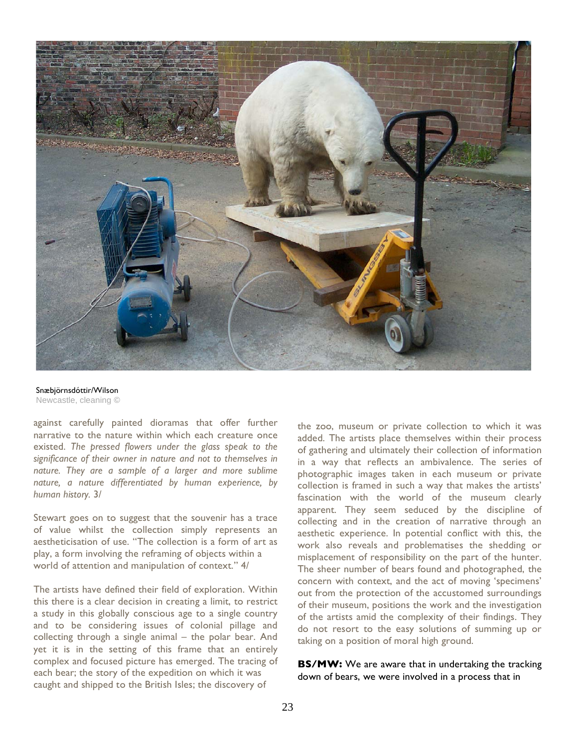Snæbjörnsdóttir/Wilson
Newcastle, cleaning ©

against carefully painted dioramas that offer further narrative to the nature within which each creature once existed. *The pressed flowers under the glass speak to the significance of their owner in nature and not to themselves in nature. They are a sample of a larger and more sublime nature, a nature differentiated by human experience, by human history.* 3/

Stewart goes on to suggest that the souvenir has a trace of value whilst the collection simply represents an aestheticisation of use. "The collection is a form of art as play, a form involving the reframing of objects within a world of attention and manipulation of context." 4/

The artists have defined their field of exploration. Within this there is a clear decision in creating a limit, to restrict a study in this globally conscious age to a single country and to be considering issues of colonial pillage and collecting through a single animal – the polar bear. And yet it is in the setting of this frame that an entirely complex and focused picture has emerged. The tracing of each bear; the story of the expedition on which it was caught and shipped to the British Isles; the discovery of the zoo, museum or private collection to which it was added. The artists place themselves within their process of gathering and ultimately their collection of information in a way that reflects an ambivalence. The series of photographic images taken in each museum or private collection is framed in such a way that makes the artists' fascination with the world of the museum clearly apparent. They seem seduced by the discipline of collecting and in the creation of narrative through an aesthetic experience. In potential conflict with this, the work also reveals and problematises the shedding or misplacement of responsibility on the part of the hunter. The sheer number of bears found and photographed, the concern with context, and the act of moving 'specimens' out from the protection of the accustomed surroundings of their museum, positions the work and the investigation of the artists amid the complexity of their findings. They do not resort to the easy solutions of summing up or taking on a position of moral high ground.

**BS/MW:** We are aware that in undertaking the tracking down of bears, we were involved in a process that in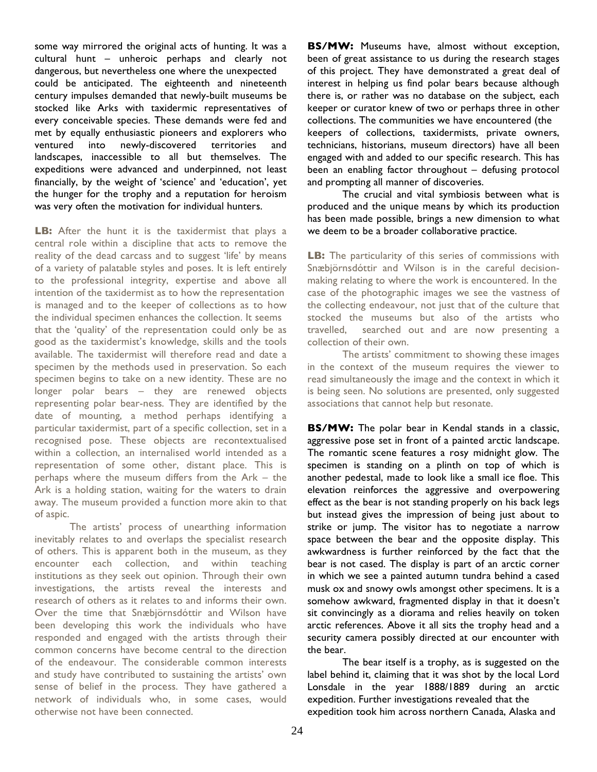some way mirrored the original acts of hunting. It was a cultural hunt – unheroic perhaps and clearly not dangerous, but nevertheless one where the unexpected could be anticipated. The eighteenth and nineteenth century impulses demanded that newly-built museums be stocked like Arks with taxidermic representatives of every conceivable species. These demands were fed and met by equally enthusiastic pioneers and explorers who ventured into newly-discovered territories and landscapes, inaccessible to all but themselves. The expeditions were advanced and underpinned, not least financially, by the weight of 'science' and 'education', yet the hunger for the trophy and a reputation for heroism was very often the motivation for individual hunters.

**LB:** After the hunt it is the taxidermist that plays a central role within a discipline that acts to remove the reality of the dead carcass and to suggest 'life' by means of a variety of palatable styles and poses. It is left entirely to the professional integrity, expertise and above all intention of the taxidermist as to how the representation is managed and to the keeper of collections as to how the individual specimen enhances the collection. It seems that the 'quality' of the representation could only be as good as the taxidermist's knowledge, skills and the tools available. The taxidermist will therefore read and date a specimen by the methods used in preservation. So each specimen begins to take on a new identity. These are no longer polar bears – they are renewed objects representing polar bear-ness. They are identified by the date of mounting, a method perhaps identifying a particular taxidermist, part of a specific collection, set in a recognised pose. These objects are recontextualised within a collection, an internalised world intended as a representation of some other, distant place. This is perhaps where the museum differs from the Ark – the Ark is a holding station, waiting for the waters to drain away. The museum provided a function more akin to that of aspic.

The artists' process of unearthing information inevitably relates to and overlaps the specialist research of others. This is apparent both in the museum, as they encounter each collection, and within teaching institutions as they seek out opinion. Through their own investigations, the artists reveal the interests and research of others as it relates to and informs their own. Over the time that Snæbjörnsdóttir and Wilson have been developing this work the individuals who have responded and engaged with the artists through their common concerns have become central to the direction of the endeavour. The considerable common interests and study have contributed to sustaining the artists' own sense of belief in the process. They have gathered a network of individuals who, in some cases, would otherwise not have been connected.

**BS/MW:** Museums have, almost without exception, been of great assistance to us during the research stages of this project. They have demonstrated a great deal of interest in helping us find polar bears because although there is, or rather was no database on the subject, each keeper or curator knew of two or perhaps three in other collections. The communities we have encountered (the keepers of collections, taxidermists, private owners, technicians, historians, museum directors) have all been engaged with and added to our specific research. This has been an enabling factor throughout – defusing protocol and prompting all manner of discoveries.

The crucial and vital symbiosis between what is produced and the unique means by which its production has been made possible, brings a new dimension to what we deem to be a broader collaborative practice.

**LB:** The particularity of this series of commissions with Snæbjörnsdóttir and Wilson is in the careful decision-making relating to where the work is encountered. In the case of the photographic images we see the vastness of the collecting endeavour, not just that of the culture that stocked the museums but also of the artists who travelled, searched out and are now presenting a collection of their own.

The artists' commitment to showing these images in the context of the museum requires the viewer to read simultaneously the image and the context in which it is being seen. No solutions are presented, only suggested associations that cannot help but resonate.

**BS/MW:** The polar bear in Kendal stands in a classic, aggressive pose set in front of a painted arctic landscape. The romantic scene features a rosy midnight glow. The specimen is standing on a plinth on top of which is another pedestal, made to look like a small ice floe. This elevation reinforces the aggressive and overpowering effect as the bear is not standing properly on his back legs but instead gives the impression of being just about to strike or jump. The visitor has to negotiate a narrow space between the bear and the opposite display. This awkwardness is further reinforced by the fact that the bear is not cased. The display is part of an arctic corner in which we see a painted autumn tundra behind a cased musk ox and snowy owls amongst other specimens. It is a somehow awkward, fragmented display in that it doesn't sit convincingly as a diorama and relies heavily on token arctic references. Above it all sits the trophy head and a security camera possibly directed at our encounter with the bear.

The bear itself is a trophy, as is suggested on the label behind it, claiming that it was shot by the local Lord Lonsdale in the year 1888/1889 during an arctic expedition. Further investigations revealed that the expedition took him across northern Canada, Alaska and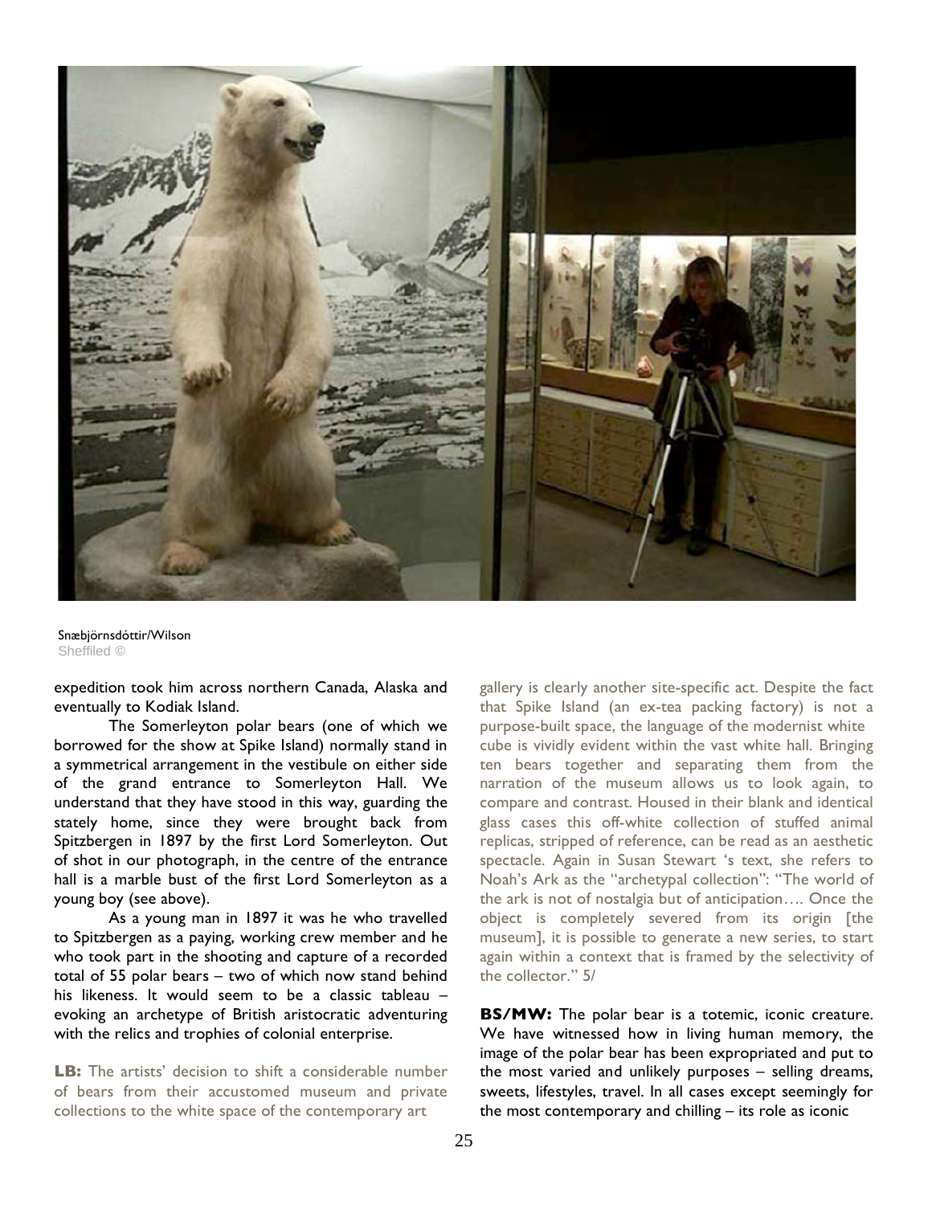Snæbjörnsdóttir/Wilson
Sheffiled ©

expedition took him across northern Canada, Alaska and eventually to Kodiak Island.

The Somerleyton polar bears (one of which we borrowed for the show at Spike Island) normally stand in a symmetrical arrangement in the vestibule on either side of the grand entrance to Somerleyton Hall. We understand that they have stood in this way, guarding the stately home, since they were brought back from Spitzbergen in 1897 by the first Lord Somerleyton. Out of shot in our photograph, in the centre of the entrance hall is a marble bust of the first Lord Somerleyton as a young boy (see above).

As a young man in 1897 it was he who travelled to Spitzbergen as a paying, working crew member and he who took part in the shooting and capture of a recorded total of 55 polar bears – two of which now stand behind his likeness. It would seem to be a classic tableau – evoking an archetype of British aristocratic adventuring with the relics and trophies of colonial enterprise.

**LB:** The artists' decision to shift a considerable number of bears from their accustomed museum and private collections to the white space of the contemporary art gallery is clearly another site-specific act. Despite the fact that Spike Island (an ex-tea packing factory) is not a purpose-built space, the language of the modernist white cube is vividly evident within the vast white hall. Bringing ten bears together and separating them from the narration of the museum allows us to look again, to compare and contrast. Housed in their blank and identical glass cases this off-white collection of stuffed animal replicas, stripped of reference, can be read as an aesthetic spectacle. Again in Susan Stewart 's text, she refers to Noah's Ark as the "archetypal collection": "The world of the ark is not of nostalgia but of anticipation…. Once the object is completely severed from its origin [the museum], it is possible to generate a new series, to start again within a context that is framed by the selectivity of the collector." 5/

**BS/MW:** The polar bear is a totemic, iconic creature. We have witnessed how in living human memory, the image of the polar bear has been expropriated and put to the most varied and unlikely purposes – selling dreams, sweets, lifestyles, travel. In all cases except seemingly for the most contemporary and chilling – its role as iconic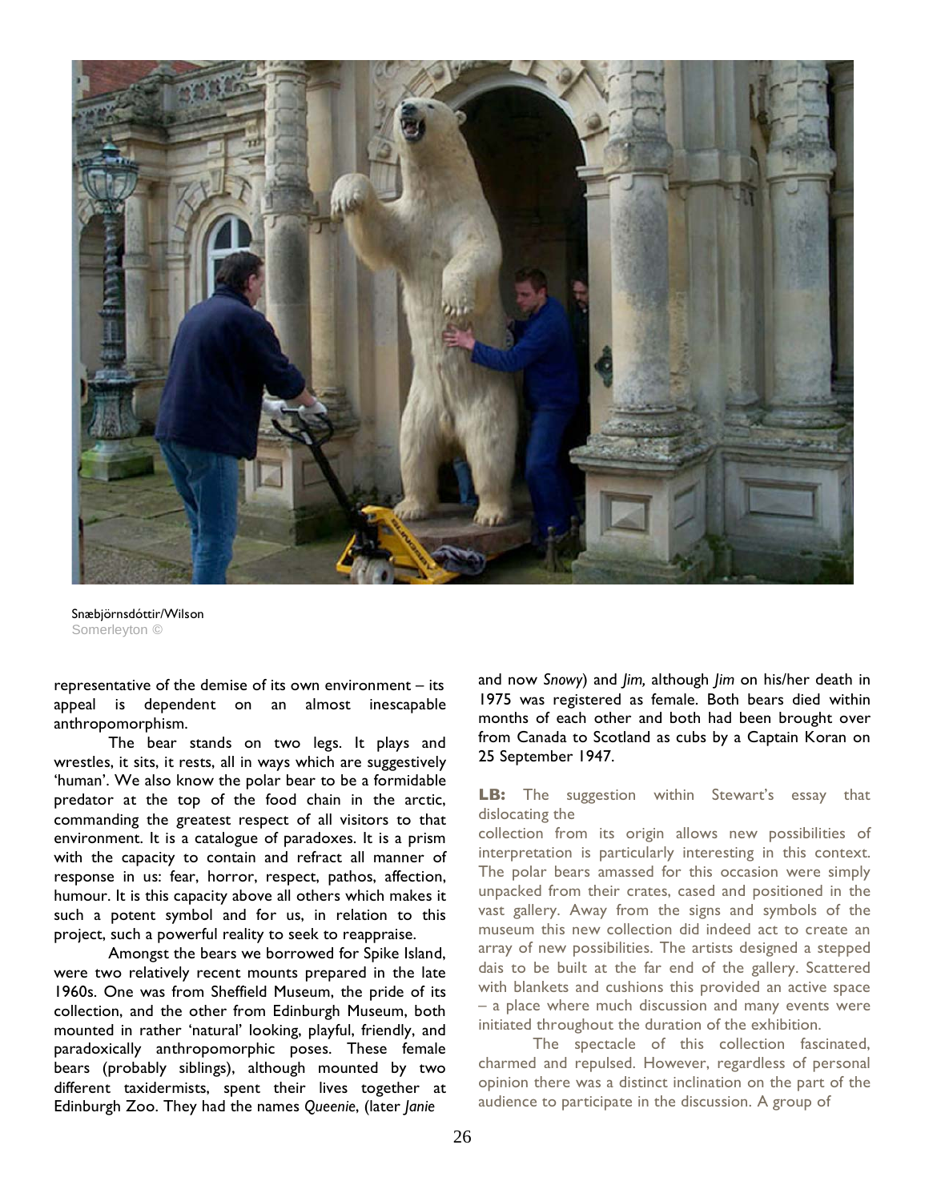Snæbjörnsdóttir/Wilson
Somerleyton ©

representative of the demise of its own environment – its appeal is dependent on an almost inescapable anthropomorphism.

The bear stands on two legs. It plays and wrestles, it sits, it rests, all in ways which are suggestively 'human'. We also know the polar bear to be a formidable predator at the top of the food chain in the arctic, commanding the greatest respect of all visitors to that environment. It is a catalogue of paradoxes. It is a prism with the capacity to contain and refract all manner of response in us: fear, horror, respect, pathos, affection, humour. It is this capacity above all others which makes it such a potent symbol and for us, in relation to this project, such a powerful reality to seek to reappraise.

Amongst the bears we borrowed for Spike Island, were two relatively recent mounts prepared in the late 1960s. One was from Sheffield Museum, the pride of its collection, and the other from Edinburgh Museum, both mounted in rather 'natural' looking, playful, friendly, and paradoxically anthropomorphic poses. These female bears (probably siblings), although mounted by two different taxidermists, spent their lives together at Edinburgh Zoo. They had the names *Queenie*, (later *Janie* and now *Snowy*) and *Jim,* although *Jim* on his/her death in 1975 was registered as female. Both bears died within months of each other and both had been brought over from Canada to Scotland as cubs by a Captain Koran on 25 September 1947.

**LB:** The suggestion within Stewart's essay that dislocating the collection from its origin allows new possibilities of interpretation is particularly interesting in this context. The polar bears amassed for this occasion were simply unpacked from their crates, cased and positioned in the vast gallery. Away from the signs and symbols of the museum this new collection did indeed act to create an array of new possibilities. The artists designed a stepped dais to be built at the far end of the gallery. Scattered with blankets and cushions this provided an active space – a place where much discussion and many events were initiated throughout the duration of the exhibition.

The spectacle of this collection fascinated, charmed and repulsed. However, regardless of personal opinion there was a distinct inclination on the part of the audience to participate in the discussion. A group of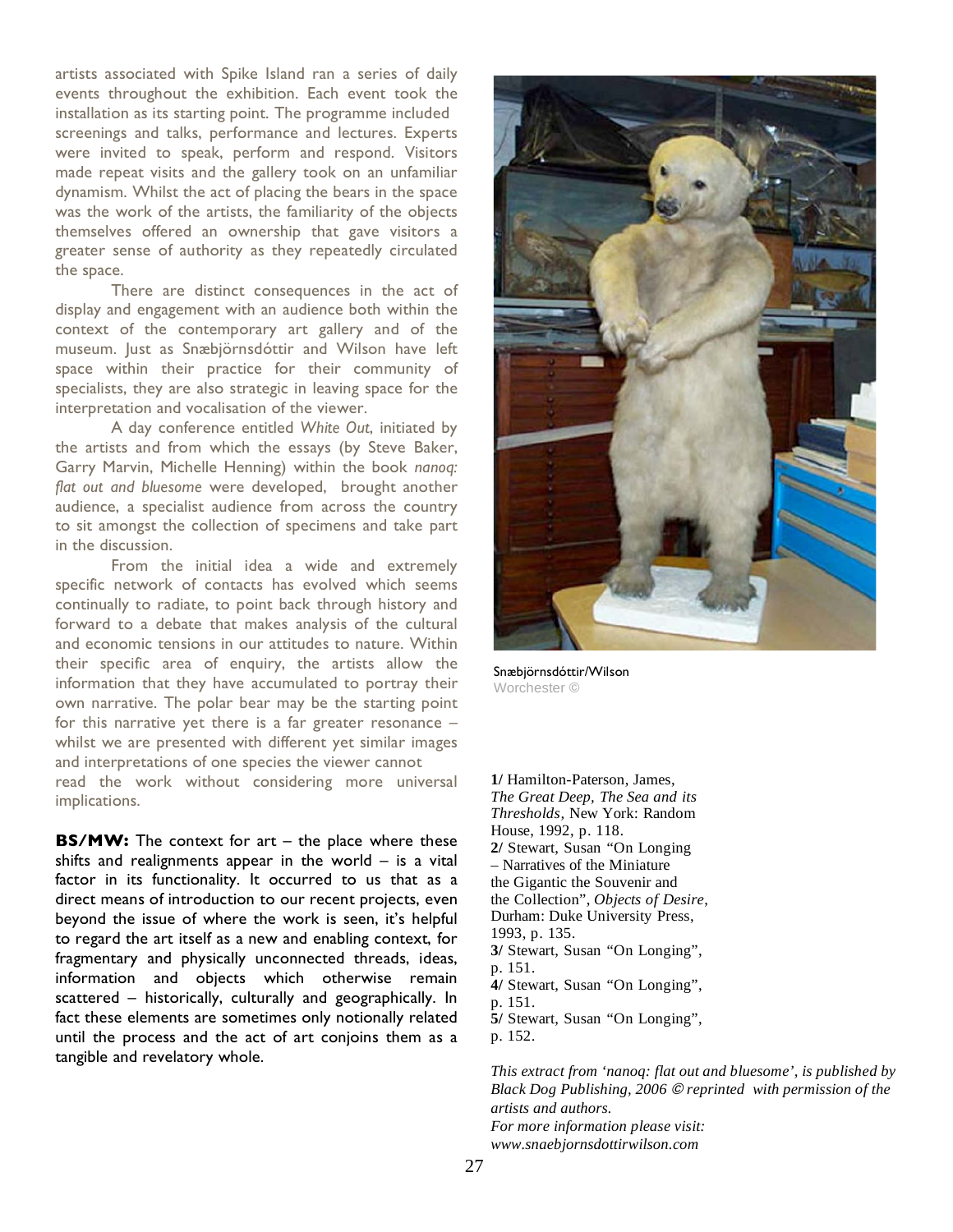artists associated with Spike Island ran a series of daily events throughout the exhibition. Each event took the installation as its starting point. The programme included screenings and talks, performance and lectures. Experts were invited to speak, perform and respond. Visitors made repeat visits and the gallery took on an unfamiliar dynamism. Whilst the act of placing the bears in the space was the work of the artists, the familiarity of the objects themselves offered an ownership that gave visitors a greater sense of authority as they repeatedly circulated the space.

There are distinct consequences in the act of display and engagement with an audience both within the context of the contemporary art gallery and of the museum. Just as Snæbjörnsdóttir and Wilson have left space within their practice for their community of specialists, they are also strategic in leaving space for the interpretation and vocalisation of the viewer.

A day conference entitled *White Out*, initiated by the artists and from which the essays (by Steve Baker, Garry Marvin, Michelle Henning) within the book *nanoq: flat out and bluesome* were developed, brought another audience, a specialist audience from across the country to sit amongst the collection of specimens and take part in the discussion.

From the initial idea a wide and extremely specific network of contacts has evolved which seems continually to radiate, to point back through history and forward to a debate that makes analysis of the cultural and economic tensions in our attitudes to nature. Within their specific area of enquiry, the artists allow the information that they have accumulated to portray their own narrative. The polar bear may be the starting point for this narrative yet there is a far greater resonance – whilst we are presented with different yet similar images and interpretations of one species the viewer cannot read the work without considering more universal implications.

**BS/MW:** The context for art – the place where these shifts and realignments appear in the world – is a vital factor in its functionality. It occurred to us that as a direct means of introduction to our recent projects, even beyond the issue of where the work is seen, it's helpful to regard the art itself as a new and enabling context, for fragmentary and physically unconnected threads, ideas, information and objects which otherwise remain scattered – historically, culturally and geographically. In fact these elements are sometimes only notionally related until the process and the act of art conjoins them as a tangible and revelatory whole.

Snæbjörnsdóttir/Wilson
Worchester ©

**1/** Hamilton-Paterson, James, *The Great Deep, The Sea and its Thresholds*, New York: Random House, 1992, p. 118.
**2/** Stewart, Susan "On Longing – Narratives of the Miniature the Gigantic the Souvenir and the Collection", *Objects of Desire*, Durham: Duke University Press, 1993, p. 135.
**3/** Stewart, Susan "On Longing", p. 151.
**4/** Stewart, Susan "On Longing", p. 151.
**5/** Stewart, Susan "On Longing", p. 152.

*This extract from 'nanoq: flat out and bluesome', is published by Black Dog Publishing, 2006 © reprinted with permission of the artists and authors.*
*For more information please visit: www.snaebjornsdottirwilson.com*